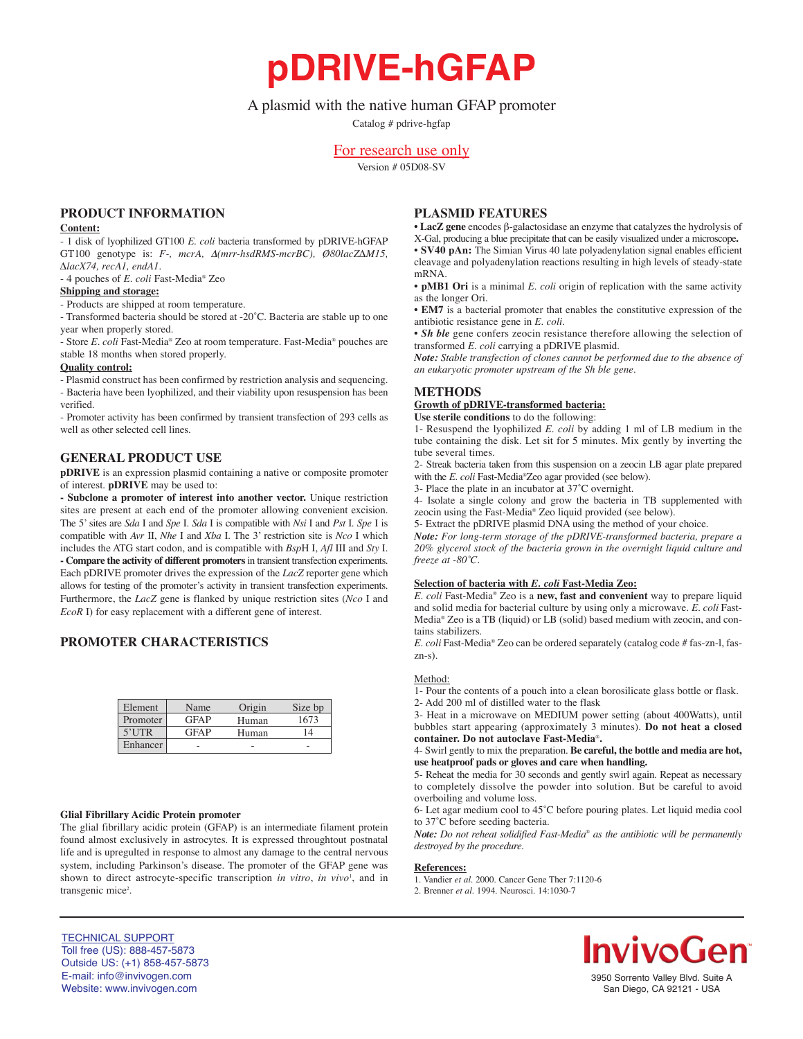# pDRIVE-hGFAP

A plasmid with the native human GFAP promoter

Catalog # pdrive-hgfap

For research use only

Version # 05D08-SV

## PRODUCT INFORMATION

**Content:**

- 1 disk of lyophilized GT100 *E. coli* bacteria transformed by pDRIVE-hGFAP GT100 genotype is: *F-, mcrA, Δ(mrr-hsdRMS-mcrBC), Ø80lacZΔM15, ΔlacX74, recA1, endA1*.

- 4 pouches of *E. coli* Fast-Media® Zeo

**Shipping and storage:**

- Products are shipped at room temperature.
- Transformed bacteria should be stored at -20˚C. Bacteria are stable up to one year when properly stored.
- Store *E. coli* Fast-Media® Zeo at room temperature. Fast-Media® pouches are stable 18 months when stored properly.

**Quality control:**

- Plasmid construct has been confirmed by restriction analysis and sequencing.
- Bacteria have been lyophilized, and their viability upon resuspension has been verified.
- Promoter activity has been confirmed by transient transfection of 293 cells as well as other selected cell lines.

## GENERAL PRODUCT USE

**pDRIVE** is an expression plasmid containing a native or composite promoter of interest. **pDRIVE** may be used to:

**- Subclone a promoter of interest into another vector.** Unique restriction sites are present at each end of the promoter allowing convenient excision. The 5' sites are *Sda* I and *Spe* I. *Sda* I is compatible with *Nsi* I and *Pst* I. *Spe* I is compatible with *Avr* II, *Nhe* I and *Xba* I. The 3' restriction site is *Nco* I which includes the ATG start codon, and is compatible with *Bsp*H I, *Afl* III and *Sty* I.

**- Compare the activity of different promoters** in transient transfection experiments. Each pDRIVE promoter drives the expression of the *LacZ* reporter gene which allows for testing of the promoter's activity in transient transfection experiments. Furthermore, the *LacZ* gene is flanked by unique restriction sites (*Nco* I and *EcoR* I) for easy replacement with a different gene of interest.

## PROMOTER CHARACTERISTICS

| Element | Name | Origin | Size bp |
|---|---|---|---|
| Promoter | GFAP | Human | 1673 |
| 5'UTR | GFAP | Human | 14 |
| Enhancer | - | - | - |

**Glial Fibrillary Acidic Protein promoter**

The glial fibrillary acidic protein (GFAP) is an intermediate filament protein found almost exclusively in astrocytes. It is expressed throughout postnatal life and is upregulted in response to almost any damage to the central nervous system, including Parkinson's disease. The promoter of the GFAP gene was shown to direct astrocyte-specific transcription *in vitro*, *in vivo*[1], and in transgenic mice[2].

## PLASMID FEATURES

- **LacZ gene** encodes β-galactosidase an enzyme that catalyzes the hydrolysis of X-Gal, producing a blue precipitate that can be easily visualized under a microscope**.**
- **SV40 pAn:** The Simian Virus 40 late polyadenylation signal enables efficient cleavage and polyadenylation reactions resulting in high levels of steady-state mRNA.
- **pMB1 Ori** is a minimal *E. coli* origin of replication with the same activity as the longer Ori.
- **EM7** is a bacterial promoter that enables the constitutive expression of the antibiotic resistance gene in *E. coli*.
- ***Sh ble*** gene confers zeocin resistance therefore allowing the selection of transformed *E. coli* carrying a pDRIVE plasmid.

***Note:*** *Stable transfection of clones cannot be performed due to the absence of an eukaryotic promoter upstream of the Sh ble gene.*

## METHODS

**Growth of pDRIVE-transformed bacteria:**

**Use sterile conditions** to do the following:

1- Resuspend the lyophilized *E. coli* by adding 1 ml of LB medium in the tube containing the disk. Let sit for 5 minutes. Mix gently by inverting the tube several times.

2- Streak bacteria taken from this suspension on a zeocin LB agar plate prepared with the *E. coli* Fast-Media®Zeo agar provided (see below).

3- Place the plate in an incubator at 37˚C overnight.

4- Isolate a single colony and grow the bacteria in TB supplemented with zeocin using the Fast-Media® Zeo liquid provided (see below).

5- Extract the pDRIVE plasmid DNA using the method of your choice.

***Note:*** *For long-term storage of the pDRIVE-transformed bacteria, prepare a 20% glycerol stock of the bacteria grown in the overnight liquid culture and freeze at -80˚C.*

**Selection of bacteria with *E. coli* Fast-Media Zeo:**

*E. coli* Fast-Media® Zeo is a **new, fast and convenient** way to prepare liquid and solid media for bacterial culture by using only a microwave. *E. coli* Fast-Media® Zeo is a TB (liquid) or LB (solid) based medium with zeocin, and contains stabilizers.

*E. coli* Fast-Media® Zeo can be ordered separately (catalog code # fas-zn-l, fas-zn-s).

Method:

1- Pour the contents of a pouch into a clean borosilicate glass bottle or flask.

2- Add 200 ml of distilled water to the flask

3- Heat in a microwave on MEDIUM power setting (about 400Watts), until bubbles start appearing (approximately 3 minutes). **Do not heat a closed container. Do not autoclave Fast-Media®.**

4- Swirl gently to mix the preparation. **Be careful, the bottle and media are hot, use heatproof pads or gloves and care when handling.**

5- Reheat the media for 30 seconds and gently swirl again. Repeat as necessary to completely dissolve the powder into solution. But be careful to avoid overboiling and volume loss.

6- Let agar medium cool to 45˚C before pouring plates. Let liquid media cool to 37˚C before seeding bacteria.

***Note:*** *Do not reheat solidified Fast-Media® as the antibiotic will be permanently destroyed by the procedure.*

**References:**

1. Vandier *et al*. 2000. Cancer Gene Ther 7:1120-6
2. Brenner *et al*. 1994. Neurosci. 14:1030-7

TECHNICAL SUPPORT
Toll free (US): 888-457-5873
Outside US: (+1) 858-457-5873
E-mail: info@invivogen.com
Website: www.invivogen.com

InvivoGen
3950 Sorrento Valley Blvd. Suite A
San Diego, CA 92121 - USA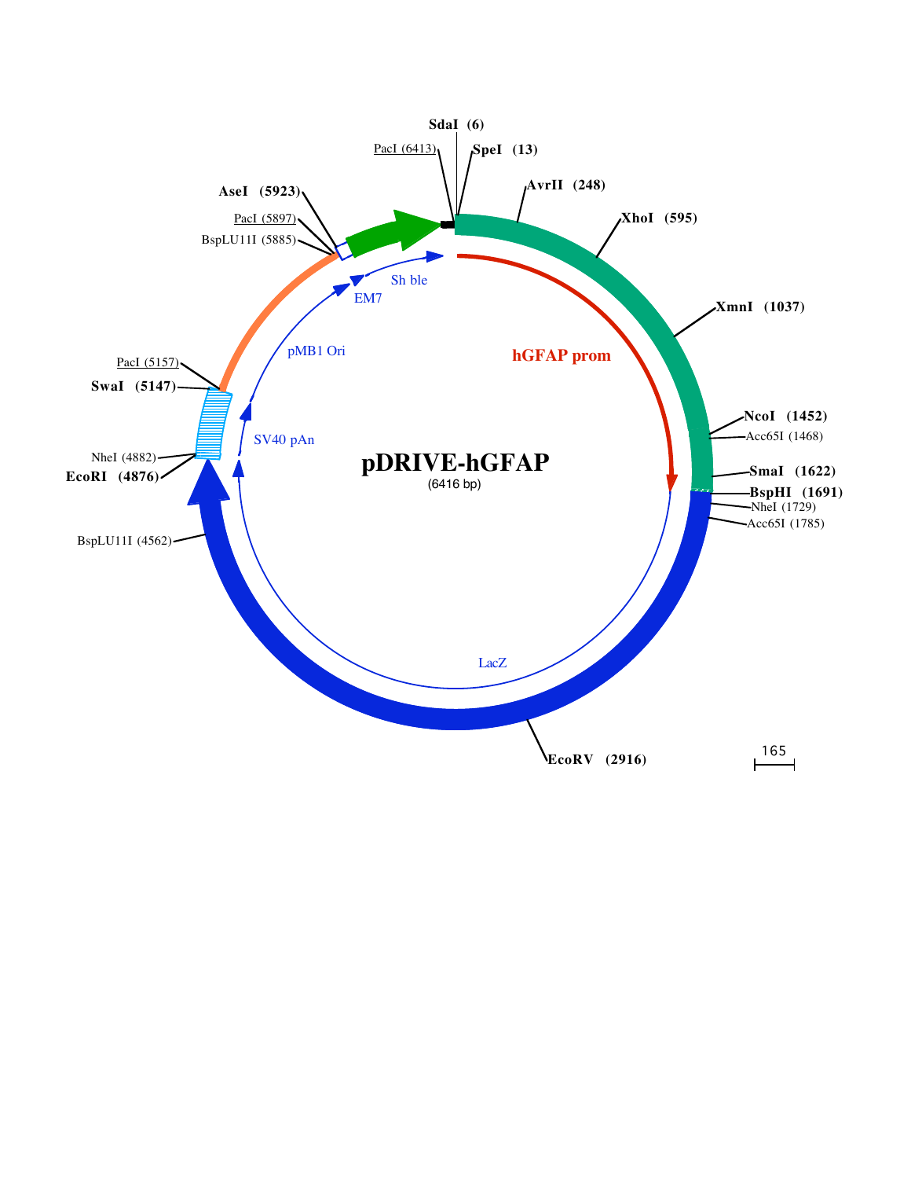# pDRIVE-hGFAP

(6416 bp)

- SdaI (6)
- SpeI (13)
- AvrII (248)
- XhoI (595)
- XmnI (1037)
- NcoI (1452)
- Acc65I (1468)
- SmaI (1622)
- BspHI (1691)
- NheI (1729)
- Acc65I (1785)
- EcoRV (2916)
- BspLU11I (4562)
- EcoRI (4876)
- NheI (4882)
- SwaI (5147)
- PacI (5157)
- BspLU11I (5885)
- PacI (5897)
- AseI (5923)
- PacI (6413)

hGFAP prom

LacZ

SV40 pAn

pMB1 Ori

EM7

Sh ble

165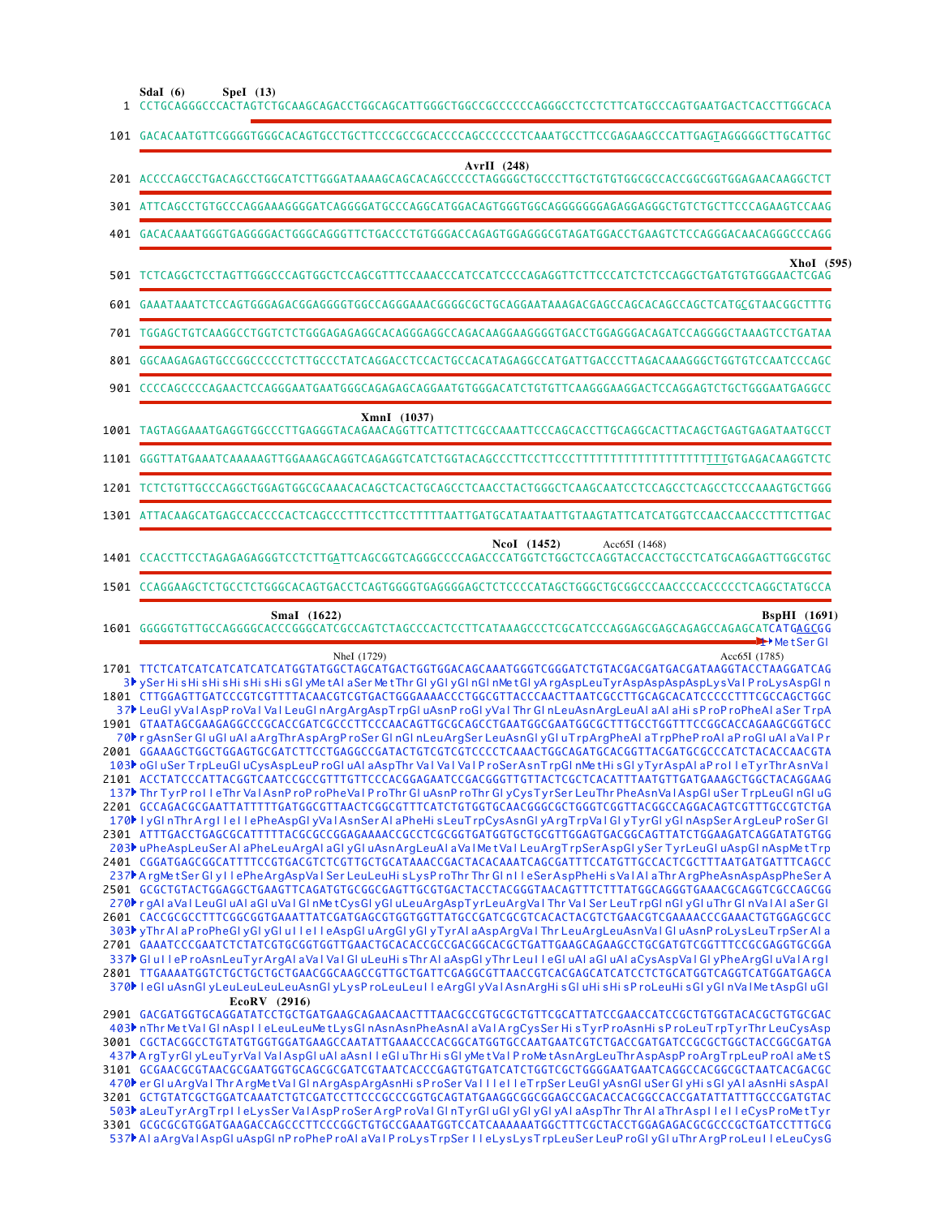```
      SdaI (6)     SpeI (13)
   1  CCTGCAGGGCCCACTAGTCTGCAAGCAGACCTGGCAGCATTGGGCTGGCCGCCCCCCAGGGCCTCCTCTTCATGCCCAGTGAATGACTCACCTTGGCACA

 101  GACACAATGTTCGGGGTGGGCACAGTGCCTGCTTCCCGCCGCACCCCAGCCCCCCTCAAATGCCTTCCGAGAAGCCCATTGAGTAGGGGGCTTGCATTGC

                                                   AvrII (248)
 201  ACCCCAGCCTGACAGCCTGGCATCTTGGGATAAAAGCAGCACAGCCCCCTAGGGGCTGCCCTTGCTGTGTGGCGCCACCGGCGGTGGAGAACAAGGCTCT

 301  ATTCAGCCTGTGCCCAGGAAAGGGGATCAGGGGATGCCCAGGCATGGACAGTGGGTGGCAGGGGGGGAGAGGAGGGCTGTCTGCTTCCCAGAAGTCCAAG

 401  GACACAAATGGGTGAGGGGACTGGGCAGGGTTCTGACCCTGTGGGACCAGAGTGGAGGGCGTAGATGGACCTGAAGTCTCCAGGGACAACAGGGCCCAGG

                                                                                               XhoI (595)
 501  TCTCAGGCTCCTAGTTGGGCCCAGTGGCTCCAGCGTTTCCAAACCCATCATCCCCAGAGGTTCTTCCCATCTCTCCAGGCTGATGTGTGGGAACTCGAG

 601  GAAATAAATCTCCAGTGGGAGACGGAGGGGTGGCCAGGGAAACGGGGCGCTGCAGGAATAAAGACGAGCCAGCACAGCCAGCTCATGCGTAACGGCTTTG

 701  TGGAGCTGTCAAGGCCTGGTCTCTGGGAGAGAGGCACAGGGAGGCAGACAAGGAAGGGGTGACCTGGAGGGACAGATCCAGGGGCTAAAGTCCTGATAA

 801  GGCAAGAGAGTGCCGGCCCCCTCTTGCCCTATCAGGACCTCCACTGCCACATAGAGGCCATGATTGACCCTTAGACAAAGGGCTGGTGTCCAATCCCAGC

 901  CCCCAGCCCCAGAACTCCAGGGAATGAATGGGCAGAGAGCAGGAATGTGGGACATCTGTGTTCAAGGGAAGGACTCCAGGAGTCTGCTGGGAATGAGGCC

                                        XmnI (1037)
1001  TAGTAGGAAATGAGGTGGCCCTTGAGGGTACAGAACAGGTTCATTCTTCGCCAAATTCCCAGCACCTTGCAGGCACTTACAGCTGAGTGAGATAATGCCT

1101  GGGTTATGAAATCAAAAAGTTGGAAAGCAGGTCAGAGGTCATCTGGTACAGCCCTTCCTTCCCTTTTTTTTTTTTTTTTTTTTTTGTGAGACAAGGTCTC

1201  TCTCTGTTGCCCAGGCTGGAGTGGCGCAAACACAGCTCACTGCAGCCTCAACCTACTGGGCTCAAGCAATCCTCCAGCCTCAGCCTCCCAAAGTGCTGGG

1301  ATTACAAGCATGAGCCACCCCACTCAGCCCTTTCCTTCCTTTTTAATTGATGCATAATAATTGTAAGTATTCATCATGGTCCAACCAACCCTTTCTTGAC

                                                                  NcoI (1452)    Acc65I (1468)
1401  CCACCTTCCTAGAGAGAGGGTCCTCTTGATTCAGCGGTCAGGGCCCCAGACCCATGGTCTGGCTCCAGGTACCACCTGCCTCATGCAGGAGTTGGCGTGC

1501  CCAGGAAGCTCTGCCTCTGGGCACAGTGACCTCAGTGGGGTGAGGGGAGCTCTCCCCATAGCTGGGCTGCGGCCCAACCCCACCCCCTCAGGCTATGCCA

                            SmaI (1622)                                                    BspHI (1691)
1601  GGGGGTGTTGCCAGGGGCACCCGGGCATCGCCAGTCTAGCCCACTCCTTCATAAAGCCCTCGCATCCCAGGAGCGAGCAGAGCCAGAGCATCATGAGCGG
                                                                                                1 MetSerGl

                                  NheI (1729)                                            Acc65I (1785)
1701  TTCTCATCATCATCATCATCATGGTATGGCTAGCATGACTGGTGGACAGCAAATGGGTCGGGATCTGTACGACGATGACGATAAGGTACCTAAGGATCAG
   3  ySerHisHisHisHisHisHisGlyMetAlaSerMetThrGlyGlyGlnGlnMetGlyArgAspLeuTyrAspAspAspAspLysValProLysAspGln
1801  CTTGGAGTTGATCCCGTCGTTTTACAACGTCGTGACTGGGAAAACCCTGGCGTTACCCAACTTAATCGCCTTGCAGCACATCCCCCTTTCGCCAGCTGGC
  37  LeuGlyValAspProValValLeuGlnArgArgAspTrpGluAsnProGlyValThrGlnLeuAsnArgLeuAlaAlaHisProProPheAlaSerTrpA
1901  GTAATAGCGAAGAGGCCCGCACCGATCGCCCTTCCCAACAGTTGCGCAGCCTGAATGGCGAATGGCGCTTTGCCTGGTTTCCGGCACCAGAAGCGGTGCC
  70  rgAsnSerGluGluAlaArgThrAspArgProSerGlnGlnLeuArgSerLeuAsnGlyGluTrpArgPheAlaTrpPheProAlaProGluAlaValPr
2001  GGAAAGCTGGCTGGAGTGCGATCTTCCTGAGGCCGATACTGTCGTCGTCCCCTCAAACTGGCAGATGCACGGTTACGATGCGCCCATCTACACCAACGTA
 103  oGluSerTrpLeuGluCysAspLeuProGluAlaAspThrValValValProSerAsnTrpGlnMetHisGlyTyrAspAlaProIleTyrThrAsnVal
2101  ACCTATCCCATTACGGTCAATCCGCCGTTTGTTCCCACGGAGAATCCGACGGGTTGTTACTCGCTCACATTTAATGTTGATGAAAGCTGGCTACAGGAAG
 137  ThrTyrProIleThrValAsnProProPheValProThrGluAsnProThrGlyCysTyrSerLeuThrPheAsnValAspGluSerTrpLeuGlnGluG
2201  GCCAGACGCGAATTATTTTTGATGGCGTTAACTCGGCGTTTCATCTGTGGTGCAACGGGCGCTGGGTCGGTTACGGCCAGGACAGTCGTTTGCCGTCTGA
 170  lyGlnThrArgIleIlePheAspGlyValAsnSerAlaPheHisLeuTrpCysAsnGlyArgTrpValGlyTyrGlyGlnAspSerArgLeuProSerGl
2301  ATTTGACCTGAGCGCATTTTTACGCGCCGGAGAAAACCGCCTCGCGGTGATGGTGCTGCGTTGGAGTGACGGCAGTTATCTGGAAGATCAGGATATGTGG
 203  uPheAspLeuSerAlaPheLeuArgAlaGlyGluAsnArgLeuAlaValMetValLeuArgTrpSerAspGlySerTyrLeuGluAspGlnAspMetTrp
2401  CGGATGAGCGGCATTTTCCGTGACGTCTCGTTGCTGCATAAACCGACTACACAAATCAGCGATTTCCATGTTGCCACTCGCTTTAATGATGATTTCAGCC
 237  ArgMetSerGlyIlePheArgAspValSerLeuLeuHisLysProThrThrGlnIleSerAspPheHisValAlaThrArgPheAsnAspAspPheSerA
2501  GCGCTGTACTGGAGGCTGAAGTTCAGATGTGCGGCGAGTTGCGTGACTACCTACGGGTAACAGTTTCTTTATGGCAGGGTGAAACGCAGGTCGCCAGCGG
 270  rgAlaValLeuGluAlaGluValGlnMetCysGlyGluLeuArgAspTyrLeuArgValThrValSerLeuTrpGlnGlyGluThrGlnValAlaSerGl
2601  CACCGCGCCTTTCGGCGGTGAAATTATCGATGAGCGTGGTGGTTATGCCGATCGCGTCACACTACGTCTGAACGTCGAAAACCCGAAACTGTGGAGCGCC
 303  yThrAlaProPheGlyGlyGluIleIleAspGluArgGlyGlyTyrAlaAspArgValThrLeuArgLeuAsnValGluAsnProLysLeuTrpSerAla
2701  GAAATCCCGAATCTCTATCGTGCGGTGGTTGAACTGCACACCGCCGACGGCACGCTGATTGAAGCAGAAGCCTGCGATGTCGGTTTCCGCGAGGTGCGGA
 337  GluIleProAsnLeuTyrArgAlaValValGluLeuHisThrAlaAspGlyThrLeuIleGluAlaGluAlaCysAspValGlyPheArgGluValArgI
2801  TTGAAAATGGTCTGCTGCTGCTGAACGGCAAGCCGTTGCTGATTCGAGGCGTTAACCGTCACGAGCATCATCCTCTGCATGGTCAGGTCATGGATGAGCA
 370  leGluAsnGlyLeuLeuLeuLeuAsnGlyLysProLeuLeuIleArgGlyValAsnArgHisGluHisHisProLeuHisGlyGlnValMetAspGluGl
              EcoRV (2916)
2901  GACGATGGTGCAGGATATCCTGCTGATGAAGCAGAACAACTTTAACGCCGTGCGCTGTTCGCATTATCCGAACCATCCGCTGTGGTACACGCTGTGCGAC
 403  nThrMetValGlnAspIleLeuLeuMetLysGlnAsnAsnPheAsnAlaValArgCysSerHisTyrProAsnHisProLeuTrpTyrThrLeuCysAsp
3001  CGCTACGGCCTGTATGTGGTGGATGAAGCCAATATTGAAACCCACGGCATGGTGCCAATGAATCGTCTGACCGATGATCCGCGCTGGCTACCGGCGATGA
 437  ArgTyrGlyLeuTyrValValAspGluAlaAsnIleGluThrHisGlyMetValProMetAsnArgLeuThrAspAspProArgTrpLeuProAlaMetS
3101  GCGAACGCGTAACGCGAATGGTGCAGCGCGATCGTAATCACCCGAGTGTGATCATCTGGTCGCTGGGGAATGAATCAGGCCACGGCGCTAATCACGACGC
 470  erGluArgValThrArgMetValGlnArgAspArgAsnHisProSerValIleIleTrpSerLeuGlyAsnGluSerGlyHisGlyAlaAsnHisAspAl
3201  GCTGTATCGCTGGATCAAATCTGTCGATCCTTCCCGCCCGGTGCAGTATGAAGGCGGCGGAGCCGACACCACGGCCACCGATATTATTTGCCCGATGTAC
 503  aLeuTyrArgTrpIleLysSerValAspProSerArgProValGlnTyrGluGlyGlyGlyAlaAspThrThrAlaThrAspIleIleCysProMetTyr
3301  GCGCGCGTGGATGAAGACCAGCCCTTCCCGGCTGTGCCGAAATGGTCCATCAAAAAATGGCTTTCGCTACCTGGAGAGACGCGCCCGCTGATCCTTTGCG
 537  AlaArgValAspGluAspGlnProPheProAlaValProLysTrpSerIleLysLysTrpLeuSerLeuProGlyGluThrArgProLeuIleLeuCysG
```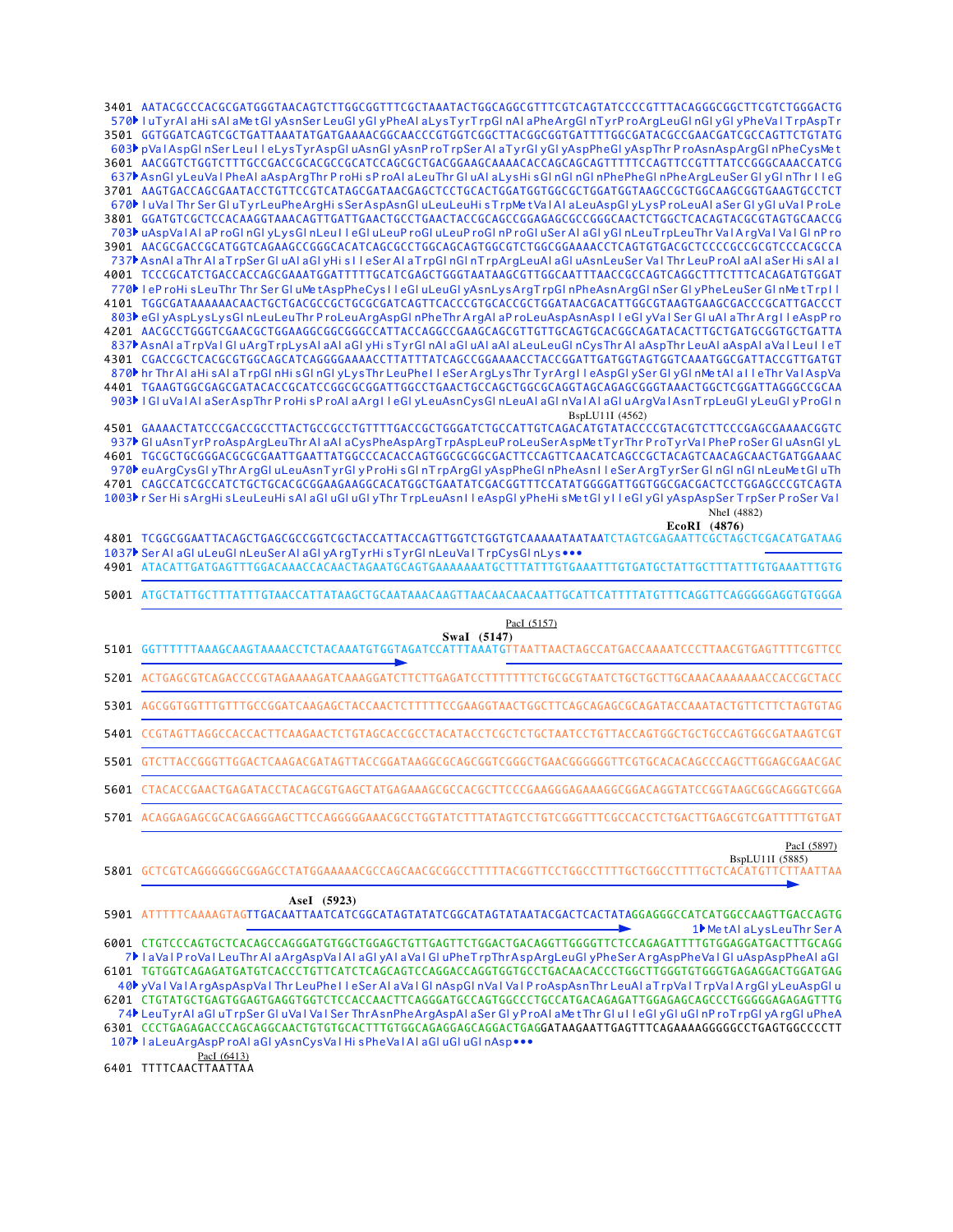```
3401  AATACGCCCACGCGATGGGTAACAGTCTTGGCGGTTTCGCTAAATACTGGCAGGCGTTTCGTCAGTATCCCCGTTTACAGGGCGGCTTCGTCTGGGACTG
 570▶ IluTyrAlaHisAlaMetGlyAsnSerLeuGlyGlyPheAlaLysTyrTrpGlnAlaPheArgGlnTyrProArgLeuGlnGlyGlyPheValTrpAspTr
3501  GGTGGATCAGTCGCTGATTAAATATGATGAAAACGGCAACCCGTGGTCGGCTTACGGCGGTGATTTTGGCGATACGCCGAACGATCGCCAGTTCTGTATG
 603▶ pValAspGlnSerLeuIleLysTyrAspGluAsnGlyAsnProTrpSerAlaTyrGlyGlyAspPheGlyAspThrProAsnAspArgGlnPheCysMet
3601  AACGGTCTGGTCTTTGCCGACCGCACGCCGCATCCAGCGCTGACGGAAGCAAAACACCAGCAGCAGTTTTTCCAGTTCCGTTTATCCGGGCAAACCATCG
 637▶ AsnGlyLeuValPheAlaAspArgThrProHisProAlaLeuThrGluAlaLysHisGlnGlnGlnPhePheGlnPheArgLeuSerGlyGlnThrIleG
3701  AAGTGACCAGCGAATACCTGTTCCGTCATAGCGATAACGAGCTCCTGCACTGGATGGTGGCGCTGGATGGTAAGCCGCTGGCAAGCGGTGAAGTGCCTCT
 670▶ luValThrSerGluTyrLeuPheArgHisSerAspAsnGluLeuLeuHisTrpMetValAlaLeuAspGlyLysProLeuAlaSerGlyGluValProLe
3801  GGATGTCGCTCCACAAGGTAAACAGTTGATTGAACTGCCTGAACTACCGCAGCCGGAGAGCGCCGGGCAACTCTGGCTCACAGTACGCGTAGTGCAACCG
 703▶ uAspValAlaProGlnGlyLysGlnLeuIleGluLeuProGluLeuProGlnProGluSerAlaGlyGlnLeuTrpLeuThrValArgValValGlnPro
3901  AACGCGACCGCATGGTCAGAAGCCGGGCACATCAGCGCCTGGCAGCAGTGGCGTCTGGCGGAAAACCTCAGTGTGACGCTCCCCGCCGCGTCCCACGCCA
 737▶ AsnAlaThrAlaTrpSerGluAlaGlyHisIleSerAlaTrpGlnGlnTrpArgLeuAlaGluAsnLeuSerValThrLeuProAlaAlaSerHisAlaI
4001  TCCCGCATCTGACCACCAGCGAAATGGATTTTTGCATCGAGCTGGGTAATAAGCGTTGGCAATTTAACCGCCAGTCAGGCTTTCTTTCACAGATGTGGAT
 770▶ leProHisLeuThrThrSerGluMetAspPheCysIleGluLeuGlyAsnLysArgTrpGlnPheAsnArgGlnSerGlyPheLeuSerGlnMetTrpI
4101  TGGCGATAAAAAACAACTGCTGACGCCGCTGCGCGATCAGTTCACCCGTGCACCGCTGGATAACGACATTGGCGTAAGTGAAGCGACCCGCATTGACCCT
 803▶ eGlyAspLysLysGlnLeuLeuThrProLeuArgAspGlnPheThrArgAlaProLeuAspAsnAspIleGlyValSerGluAlaThrArgIleAspPro
4201  AACGCCTGGGTCGAACGCTGGAAGGCGGCGGGCCATTACCAGGCCGAAGCAGCGTTGTTGCAGTGCACGGCAGATACACTTGCTGATGCGGTGCTGATTA
 837▶ AsnAlaTrpValGluArgTrpLysAlaAlaGlyHisTyrGlnAlaGluAlaAlaLeuLeuGlnCysThrAlaAspThrLeuAlaAspAlaValLeuIleT
4301  CGACCGCTCACGCGTGGCAGCATCAGGGGAAAACCTTATTTATCAGCCGGAAAACCTACCGGATTGATGGTAGTGGTCAAATGGCGATTACCGTTGATGT
 870▶ hrThrAlaHisAlaTrpGlnHisGlnGlyLysThrLeuPheIleSerArgLysThrTyrArgIleAspGlySerGlyGlnMetAlaIleThrValAspVa
4401  TGAAGTGGCGAGCGATACACCGCATCCGGCGCGGATTGGCCTGAACTGCCAGCTGGCGCAGGTAGCAGAGCGGGTAAACTGGCTCGGATTAGGGCCGCAA
 903▶ lGluValAlaSerAspThrProHisProAlaArgIleGlyLeuAsnCysGlnLeuAlaGlnValAlaGluArgValAsnTrpLeuGlyLeuGlyProGln
                                                                                   BspLU11I (4562)
4501  GAAAACTATCCCGACCGCCTTACTGCCGCCTGTTTTGACCGCTGGGATCTGCCATTGTCAGACATGTATACCCCGTACGTCTTCCCGAGCGAAAACGGTC
 937▶ GluAsnTyrProAspArgLeuThrAlaAlaCysPheAspArgTrpAspLeuProLeuSerAspMetTyrThrProTyrValPheProSerGluAsnGlyL
4601  TGCGCTGCGGGACGCGCGAATTGAATTATGGCCCACACCAGTGGCGCGGCGACTTCCAGTTCAACATCAGCCGCTACAGTCAACAGCAACTGATGGAAAC
 970▶ euArgCysGlyThrArgGluLeuAsnTyrGlyProHisGlnTrpArgGlyAspPheGlnPheAsnIleSerArgTyrSerGlnGlnGlnLeuMetGluTh
4701  CAGCCATCGCCATCTGCTGCACGCGGAAGAAGGCACATGGCTGAATATCGACGGTTTCCATATGGGGATTGGTGGCGACGACTCCTGGAGCCCGTCAGTA
1003▶ rSerHisArgHisLeuLeuHisAlaGluGluGlyThrTrpLeuAsnIleAspGlyPheHisMetGlyIleGlyGlyAspAspSerTrpSerProSerVal
                                                                                           NheI (4882)
                                                                               EcoRI (4876)
4801  TCGGCGGAATTACAGCTGAGCGCCGGTCGCTACCATTACCAGTTGGTCTGGTGTCAAAAATAATAATCTAGTCGAGAATTCGCTAGCTCGACATGATAAG
1037▶ SerAlaGluLeuGlnLeuSerAlaGlyArgTyrHisTyrGlnLeuValTrpCysGlnLys•••
4901  ATACATTGATGAGTTTGGACAAACCACAACTAGAATGCAGTGAAAAAAATGCTTTATTTGTGAAATTTGTGATGCTATTGCTTTATTTGTGAAATTTGTG

5001  ATGCTATTGCTTTATTTGTAACCATTATAAGCTGCAATAAACAAGTTAACAACAACAATTGCATTCATTTTATGTTTCAGGTTCAGGGGGAGGTGTGGGA

                                                              PacI (5157)
                                                   SwaI (5147)
5101  GGTTTTTTAAAGCAAGTAAAACCTCTACAAATGTGGTAGATCCATTTAAATGTTAATTAACTAGCCATGACCAAAATCCCTTAACGTGAGTTTTCGTTCC

5201  ACTGAGCGTCAGACCCCGTAGAAAAGATCAAAGGATCTTCTTGAGATCCTTTTTTTCTGCGCGTAATCTGCTGCTTGCAAACAAAAAAACCACCGCTACC

5301  AGCGGTGGTTTGTTTGCCGGATCAAGAGCTACCAACTCTTTTTCCGAAGGTAACTGGCTTCAGCAGAGCGCAGATACCAAATACTGTTCTTCTAGTGTAG

5401  CCGTAGTTAGGCCACCACTTCAAGAACTCTGTAGCACCGCCTACATACCTCGCTCTGCTAATCCTGTTACCAGTGGCTGCTGCCAGTGGCGATAAGTCGT

5501  GTCTTACCGGGTTGGACTCAAGACGATAGTTACCGGATAAGGCGCAGCGGTCGGGCTGAACGGGGGGTTCGTGCACACAGCCCAGCTTGGAGCGAACGAC

5601  CTACACCGAACTGAGATACCTACAGCGTGAGCTATGAGAAAGCGCCACGCTTCCCGAAGGGAGAAAGGCGGACAGGTATCCGGTAAGCGGCAGGGTCGGA

5701  ACAGGAGAGCGCACGAGGGAGCTTCCAGGGGGAAACGCCTGGTATCTTTATAGTCCTGTCGGGTTTCGCCACCTCTGACTTGAGCGTCGATTTTTGTGAT

                                                                                               PacI (5897)
                                                                                   BspLU11I (5885)
5801  GCTCGTCAGGGGGGCGGAGCCTATGGAAAAACGCCAGCAACGCGGCCTTTTTACGGTTCCTGGCCTTTTGCTGGCCTTTTGCTCACATGTTCTTAATTAA

                                   AseI (5923)
5901  ATTTTTCAAAAGTAGTTGACAATTAATCATCGGCATAGTATATCGGCATAGTATAATACGACTCACTATAGGAGGGCCATCATGGCCAAGTTGACCAGTG
                                                                                          1▶ MetAlaLysLeuThrSerA
6001  CTGTCCCAGTGCTCACAGCCAGGGATGTGGCTGGAGCTGTTGAGTTCTGGACTGACAGGTTGGGGTTCTCCAGAGATTTTGTGGAGGATGACTTTGCAGG
   7▶ laValProValLeuThrAlaArgAspValAlaGlyAlaValGluPheTrpThrAspArgLeuGlyPheSerArgAspPheValGluAspAspPheAlaG
6101  TGTGGTCAGAGATGATGTCACCCTGTTCATCTCAGCAGTCCAGGACCAGGTGGTGCCTGACAACACCCTGGCTTGGGTGTGGGTGAGAGGACTGGATGAG
  40▶ lyValValArgAspAspValThrLeuPheIleSerAlaValGlnAspGlnValValProAspAsnThrLeuAlaTrpValTrpValArgGlyLeuAspGlu
6201  CTGTATGCTGAGTGGAGTGAGGTGGTCTCCACCAACTTCAGGGATGCCAGTGGCCCTGCCATGACAGAGATTGGAGAGCAGCCCTGGGGGAGAGAGTTTG
  74▶ LeuTyrAlaGluTrpSerGluValValSerThrAsnPheArgAspAlaSerGlyProAlaMetThrGluIleGlyGluGlnProTrpGlyArgGluPheA
6301  CCCTGAGAGACCCAGCAGGCAACTGTGTGCACTTTGTGGCAGAGGAGCAGGACTGAGGATAAGAATTGAGTTTCAGAAAAGGGGGGCCTGAGTGGCCCCTT
 107▶ laLeuArgAspProAlaGlyAsnCysValHisPheValAlaGluGluGlnAsp•••
           PacI (6413)
6401  TTTTCAACTTAATTAA
```